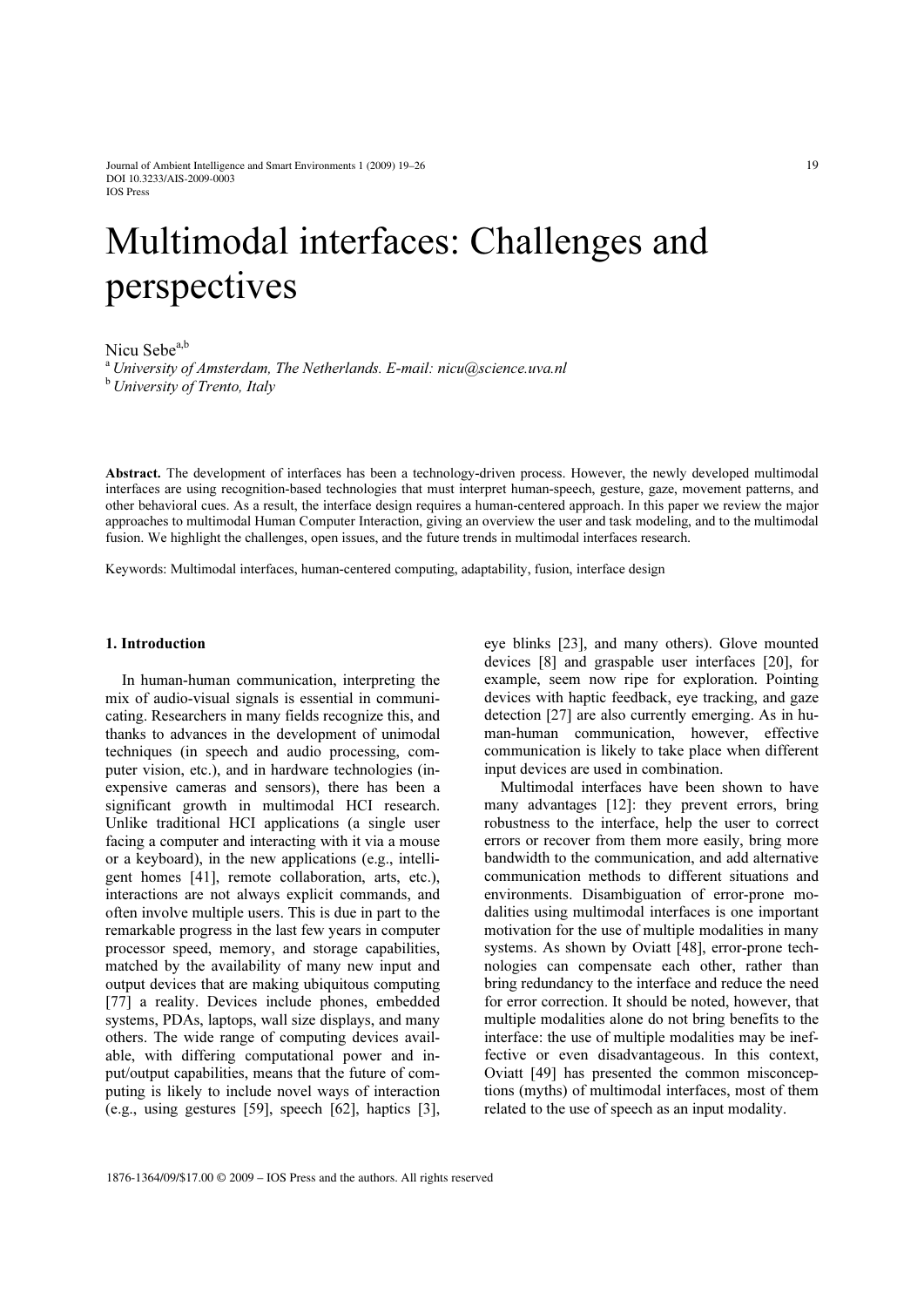# Multimodal interfaces: Challenges and perspectives

Nicu Sebe[a,b]

[a] *University of Amsterdam, The Netherlands. E-mail: nicu@science.uva.nl*

[b] *University of Trento, Italy*

**Abstract.** The development of interfaces has been a technology-driven process. However, the newly developed multimodal interfaces are using recognition-based technologies that must interpret human-speech, gesture, gaze, movement patterns, and other behavioral cues. As a result, the interface design requires a human-centered approach. In this paper we review the major approaches to multimodal Human Computer Interaction, giving an overview the user and task modeling, and to the multimodal fusion. We highlight the challenges, open issues, and the future trends in multimodal interfaces research.

Keywords: Multimodal interfaces, human-centered computing, adaptability, fusion, interface design

## 1. Introduction

In human-human communication, interpreting the mix of audio-visual signals is essential in communicating. Researchers in many fields recognize this, and thanks to advances in the development of unimodal techniques (in speech and audio processing, computer vision, etc.), and in hardware technologies (inexpensive cameras and sensors), there has been a significant growth in multimodal HCI research. Unlike traditional HCI applications (a single user facing a computer and interacting with it via a mouse or a keyboard), in the new applications (e.g., intelligent homes [41], remote collaboration, arts, etc.), interactions are not always explicit commands, and often involve multiple users. This is due in part to the remarkable progress in the last few years in computer processor speed, memory, and storage capabilities, matched by the availability of many new input and output devices that are making ubiquitous computing [77] a reality. Devices include phones, embedded systems, PDAs, laptops, wall size displays, and many others. The wide range of computing devices available, with differing computational power and input/output capabilities, means that the future of computing is likely to include novel ways of interaction (e.g., using gestures [59], speech [62], haptics [3], eye blinks [23], and many others). Glove mounted devices [8] and graspable user interfaces [20], for example, seem now ripe for exploration. Pointing devices with haptic feedback, eye tracking, and gaze detection [27] are also currently emerging. As in human-human communication, however, effective communication is likely to take place when different input devices are used in combination.

Multimodal interfaces have been shown to have many advantages [12]: they prevent errors, bring robustness to the interface, help the user to correct errors or recover from them more easily, bring more bandwidth to the communication, and add alternative communication methods to different situations and environments. Disambiguation of error-prone modalities using multimodal interfaces is one important motivation for the use of multiple modalities in many systems. As shown by Oviatt [48], error-prone technologies can compensate each other, rather than bring redundancy to the interface and reduce the need for error correction. It should be noted, however, that multiple modalities alone do not bring benefits to the interface: the use of multiple modalities may be ineffective or even disadvantageous. In this context, Oviatt [49] has presented the common misconceptions (myths) of multimodal interfaces, most of them related to the use of speech as an input modality.

1876-1364/09/$17.00 © 2009 – IOS Press and the authors. All rights reserved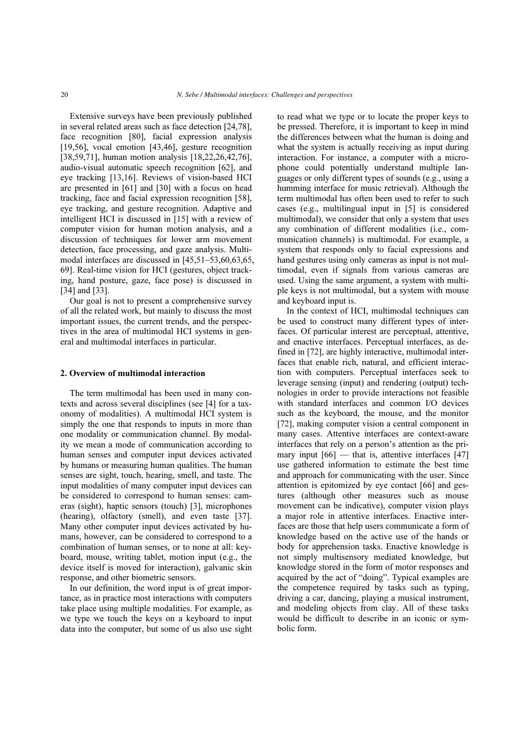Extensive surveys have been previously published in several related areas such as face detection [24,78], face recognition [80], facial expression analysis [19,56], vocal emotion [43,46], gesture recognition [38,59,71], human motion analysis [18,22,26,42,76], audio-visual automatic speech recognition [62], and eye tracking [13,16]. Reviews of vision-based HCI are presented in [61] and [30] with a focus on head tracking, face and facial expression recognition [58], eye tracking, and gesture recognition. Adaptive and intelligent HCI is discussed in [15] with a review of computer vision for human motion analysis, and a discussion of techniques for lower arm movement detection, face processing, and gaze analysis. Multimodal interfaces are discussed in [45,51–53,60,63,65, 69]. Real-time vision for HCI (gestures, object tracking, hand posture, gaze, face pose) is discussed in [34] and [33].

Our goal is not to present a comprehensive survey of all the related work, but mainly to discuss the most important issues, the current trends, and the perspectives in the area of multimodal HCI systems in general and multimodal interfaces in particular.

## 2. Overview of multimodal interaction

The term multimodal has been used in many contexts and across several disciplines (see [4] for a taxonomy of modalities). A multimodal HCI system is simply the one that responds to inputs in more than one modality or communication channel. By modality we mean a mode of communication according to human senses and computer input devices activated by humans or measuring human qualities. The human senses are sight, touch, hearing, smell, and taste. The input modalities of many computer input devices can be considered to correspond to human senses: cameras (sight), haptic sensors (touch) [3], microphones (hearing), olfactory (smell), and even taste [37]. Many other computer input devices activated by humans, however, can be considered to correspond to a combination of human senses, or to none at all: keyboard, mouse, writing tablet, motion input (e.g., the device itself is moved for interaction), galvanic skin response, and other biometric sensors.

In our definition, the word input is of great importance, as in practice most interactions with computers take place using multiple modalities. For example, as we type we touch the keys on a keyboard to input data into the computer, but some of us also use sight to read what we type or to locate the proper keys to be pressed. Therefore, it is important to keep in mind the differences between what the human is doing and what the system is actually receiving as input during interaction. For instance, a computer with a microphone could potentially understand multiple languages or only different types of sounds (e.g., using a humming interface for music retrieval). Although the term multimodal has often been used to refer to such cases (e.g., multilingual input in [5] is considered multimodal), we consider that only a system that uses any combination of different modalities (i.e., communication channels) is multimodal. For example, a system that responds only to facial expressions and hand gestures using only cameras as input is not multimodal, even if signals from various cameras are used. Using the same argument, a system with multiple keys is not multimodal, but a system with mouse and keyboard input is.

In the context of HCI, multimodal techniques can be used to construct many different types of interfaces. Of particular interest are perceptual, attentive, and enactive interfaces. Perceptual interfaces, as defined in [72], are highly interactive, multimodal interfaces that enable rich, natural, and efficient interaction with computers. Perceptual interfaces seek to leverage sensing (input) and rendering (output) technologies in order to provide interactions not feasible with standard interfaces and common I/O devices such as the keyboard, the mouse, and the monitor [72], making computer vision a central component in many cases. Attentive interfaces are context-aware interfaces that rely on a person's attention as the primary input [66] — that is, attentive interfaces [47] use gathered information to estimate the best time and approach for communicating with the user. Since attention is epitomized by eye contact [66] and gestures (although other measures such as mouse movement can be indicative), computer vision plays a major role in attentive interfaces. Enactive interfaces are those that help users communicate a form of knowledge based on the active use of the hands or body for apprehension tasks. Enactive knowledge is not simply multisensory mediated knowledge, but knowledge stored in the form of motor responses and acquired by the act of "doing". Typical examples are the competence required by tasks such as typing, driving a car, dancing, playing a musical instrument, and modeling objects from clay. All of these tasks would be difficult to describe in an iconic or symbolic form.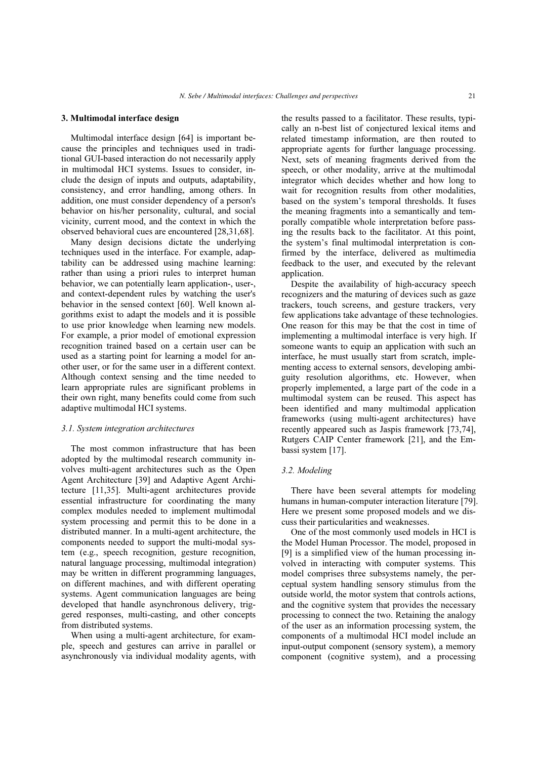## 3. Multimodal interface design

Multimodal interface design [64] is important because the principles and techniques used in traditional GUI-based interaction do not necessarily apply in multimodal HCI systems. Issues to consider, include the design of inputs and outputs, adaptability, consistency, and error handling, among others. In addition, one must consider dependency of a person's behavior on his/her personality, cultural, and social vicinity, current mood, and the context in which the observed behavioral cues are encountered [28,31,68].

Many design decisions dictate the underlying techniques used in the interface. For example, adaptability can be addressed using machine learning: rather than using a priori rules to interpret human behavior, we can potentially learn application-, user-, and context-dependent rules by watching the user's behavior in the sensed context [60]. Well known algorithms exist to adapt the models and it is possible to use prior knowledge when learning new models. For example, a prior model of emotional expression recognition trained based on a certain user can be used as a starting point for learning a model for another user, or for the same user in a different context. Although context sensing and the time needed to learn appropriate rules are significant problems in their own right, many benefits could come from such adaptive multimodal HCI systems.

### *3.1. System integration architectures*

The most common infrastructure that has been adopted by the multimodal research community involves multi-agent architectures such as the Open Agent Architecture [39] and Adaptive Agent Architecture [11,35]. Multi-agent architectures provide essential infrastructure for coordinating the many complex modules needed to implement multimodal system processing and permit this to be done in a distributed manner. In a multi-agent architecture, the components needed to support the multi-modal system (e.g., speech recognition, gesture recognition, natural language processing, multimodal integration) may be written in different programming languages, on different machines, and with different operating systems. Agent communication languages are being developed that handle asynchronous delivery, triggered responses, multi-casting, and other concepts from distributed systems.

When using a multi-agent architecture, for example, speech and gestures can arrive in parallel or asynchronously via individual modality agents, with the results passed to a facilitator. These results, typically an n-best list of conjectured lexical items and related timestamp information, are then routed to appropriate agents for further language processing. Next, sets of meaning fragments derived from the speech, or other modality, arrive at the multimodal integrator which decides whether and how long to wait for recognition results from other modalities, based on the system's temporal thresholds. It fuses the meaning fragments into a semantically and temporally compatible whole interpretation before passing the results back to the facilitator. At this point, the system's final multimodal interpretation is confirmed by the interface, delivered as multimedia feedback to the user, and executed by the relevant application.

Despite the availability of high-accuracy speech recognizers and the maturing of devices such as gaze trackers, touch screens, and gesture trackers, very few applications take advantage of these technologies. One reason for this may be that the cost in time of implementing a multimodal interface is very high. If someone wants to equip an application with such an interface, he must usually start from scratch, implementing access to external sensors, developing ambiguity resolution algorithms, etc. However, when properly implemented, a large part of the code in a multimodal system can be reused. This aspect has been identified and many multimodal application frameworks (using multi-agent architectures) have recently appeared such as Jaspis framework [73,74], Rutgers CAIP Center framework [21], and the Embassi system [17].

### *3.2. Modeling*

There have been several attempts for modeling humans in human-computer interaction literature [79]. Here we present some proposed models and we discuss their particularities and weaknesses.

One of the most commonly used models in HCI is the Model Human Processor. The model, proposed in [9] is a simplified view of the human processing involved in interacting with computer systems. This model comprises three subsystems namely, the perceptual system handling sensory stimulus from the outside world, the motor system that controls actions, and the cognitive system that provides the necessary processing to connect the two. Retaining the analogy of the user as an information processing system, the components of a multimodal HCI model include an input-output component (sensory system), a memory component (cognitive system), and a processing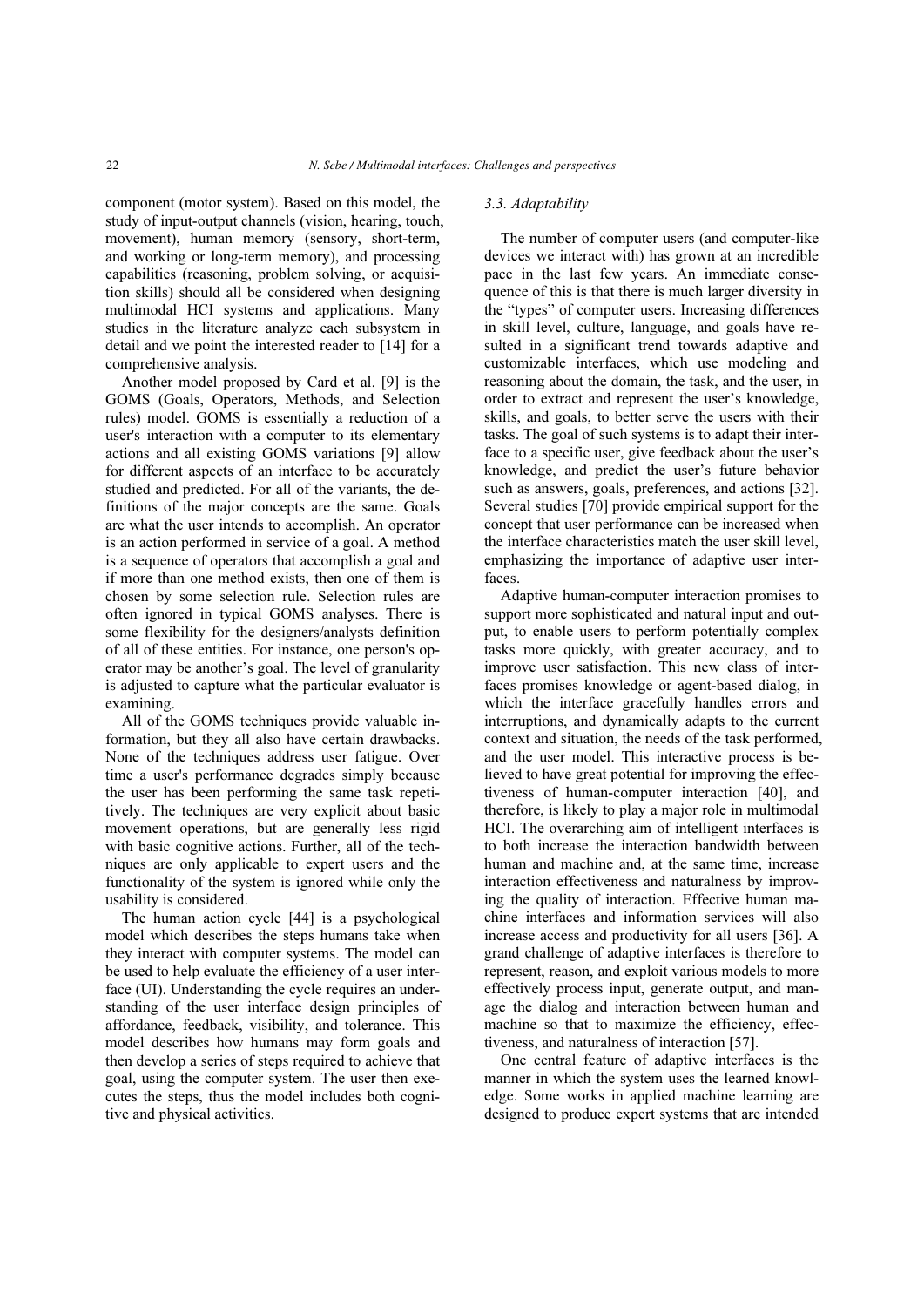component (motor system). Based on this model, the study of input-output channels (vision, hearing, touch, movement), human memory (sensory, short-term, and working or long-term memory), and processing capabilities (reasoning, problem solving, or acquisition skills) should all be considered when designing multimodal HCI systems and applications. Many studies in the literature analyze each subsystem in detail and we point the interested reader to [14] for a comprehensive analysis.

Another model proposed by Card et al. [9] is the GOMS (Goals, Operators, Methods, and Selection rules) model. GOMS is essentially a reduction of a user's interaction with a computer to its elementary actions and all existing GOMS variations [9] allow for different aspects of an interface to be accurately studied and predicted. For all of the variants, the definitions of the major concepts are the same. Goals are what the user intends to accomplish. An operator is an action performed in service of a goal. A method is a sequence of operators that accomplish a goal and if more than one method exists, then one of them is chosen by some selection rule. Selection rules are often ignored in typical GOMS analyses. There is some flexibility for the designers/analysts definition of all of these entities. For instance, one person's operator may be another's goal. The level of granularity is adjusted to capture what the particular evaluator is examining.

All of the GOMS techniques provide valuable information, but they all also have certain drawbacks. None of the techniques address user fatigue. Over time a user's performance degrades simply because the user has been performing the same task repetitively. The techniques are very explicit about basic movement operations, but are generally less rigid with basic cognitive actions. Further, all of the techniques are only applicable to expert users and the functionality of the system is ignored while only the usability is considered.

The human action cycle [44] is a psychological model which describes the steps humans take when they interact with computer systems. The model can be used to help evaluate the efficiency of a user interface (UI). Understanding the cycle requires an understanding of the user interface design principles of affordance, feedback, visibility, and tolerance. This model describes how humans may form goals and then develop a series of steps required to achieve that goal, using the computer system. The user then executes the steps, thus the model includes both cognitive and physical activities.

### *3.3. Adaptability*

The number of computer users (and computer-like devices we interact with) has grown at an incredible pace in the last few years. An immediate consequence of this is that there is much larger diversity in the "types" of computer users. Increasing differences in skill level, culture, language, and goals have resulted in a significant trend towards adaptive and customizable interfaces, which use modeling and reasoning about the domain, the task, and the user, in order to extract and represent the user's knowledge, skills, and goals, to better serve the users with their tasks. The goal of such systems is to adapt their interface to a specific user, give feedback about the user's knowledge, and predict the user's future behavior such as answers, goals, preferences, and actions [32]. Several studies [70] provide empirical support for the concept that user performance can be increased when the interface characteristics match the user skill level, emphasizing the importance of adaptive user interfaces.

Adaptive human-computer interaction promises to support more sophisticated and natural input and output, to enable users to perform potentially complex tasks more quickly, with greater accuracy, and to improve user satisfaction. This new class of interfaces promises knowledge or agent-based dialog, in which the interface gracefully handles errors and interruptions, and dynamically adapts to the current context and situation, the needs of the task performed, and the user model. This interactive process is believed to have great potential for improving the effectiveness of human-computer interaction [40], and therefore, is likely to play a major role in multimodal HCI. The overarching aim of intelligent interfaces is to both increase the interaction bandwidth between human and machine and, at the same time, increase interaction effectiveness and naturalness by improving the quality of interaction. Effective human machine interfaces and information services will also increase access and productivity for all users [36]. A grand challenge of adaptive interfaces is therefore to represent, reason, and exploit various models to more effectively process input, generate output, and manage the dialog and interaction between human and machine so that to maximize the efficiency, effectiveness, and naturalness of interaction [57].

One central feature of adaptive interfaces is the manner in which the system uses the learned knowledge. Some works in applied machine learning are designed to produce expert systems that are intended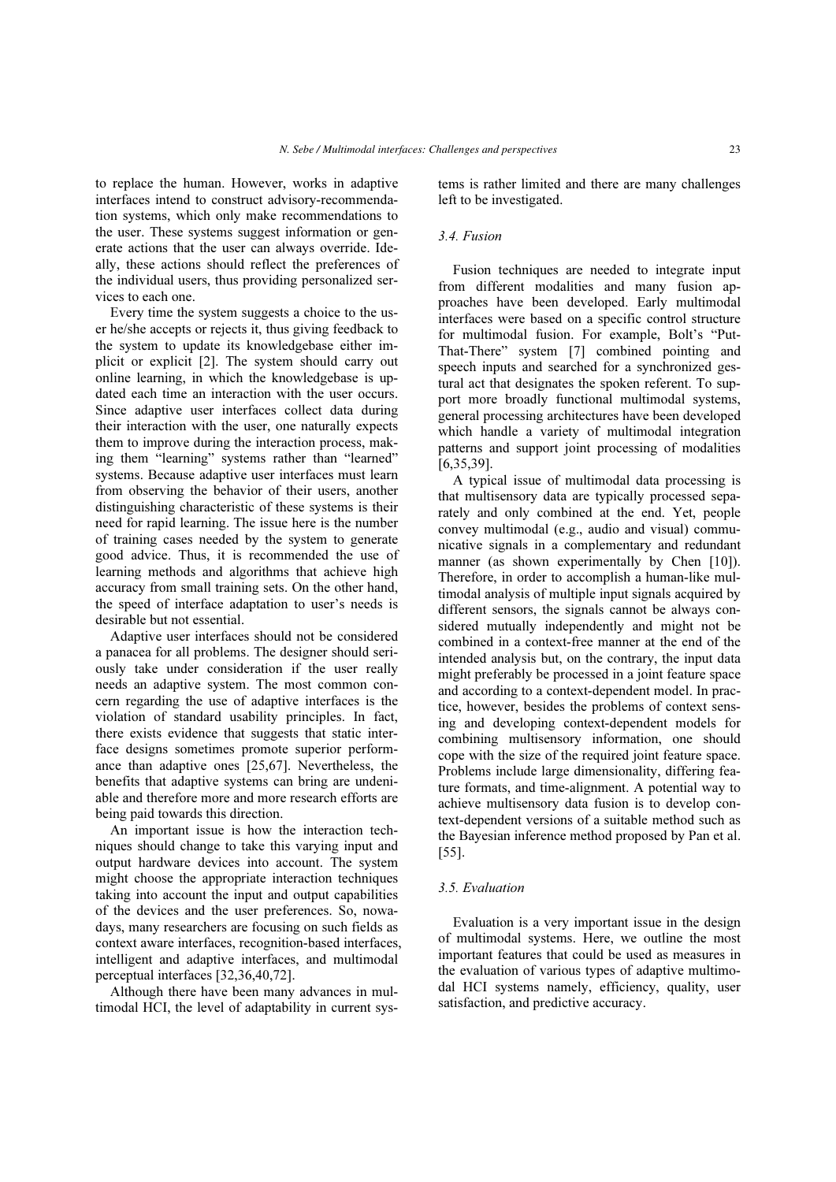to replace the human. However, works in adaptive interfaces intend to construct advisory-recommendation systems, which only make recommendations to the user. These systems suggest information or generate actions that the user can always override. Ideally, these actions should reflect the preferences of the individual users, thus providing personalized services to each one.

Every time the system suggests a choice to the user he/she accepts or rejects it, thus giving feedback to the system to update its knowledgebase either implicit or explicit [2]. The system should carry out online learning, in which the knowledgebase is updated each time an interaction with the user occurs. Since adaptive user interfaces collect data during their interaction with the user, one naturally expects them to improve during the interaction process, making them "learning" systems rather than "learned" systems. Because adaptive user interfaces must learn from observing the behavior of their users, another distinguishing characteristic of these systems is their need for rapid learning. The issue here is the number of training cases needed by the system to generate good advice. Thus, it is recommended the use of learning methods and algorithms that achieve high accuracy from small training sets. On the other hand, the speed of interface adaptation to user's needs is desirable but not essential.

Adaptive user interfaces should not be considered a panacea for all problems. The designer should seriously take under consideration if the user really needs an adaptive system. The most common concern regarding the use of adaptive interfaces is the violation of standard usability principles. In fact, there exists evidence that suggests that static interface designs sometimes promote superior performance than adaptive ones [25,67]. Nevertheless, the benefits that adaptive systems can bring are undeniable and therefore more and more research efforts are being paid towards this direction.

An important issue is how the interaction techniques should change to take this varying input and output hardware devices into account. The system might choose the appropriate interaction techniques taking into account the input and output capabilities of the devices and the user preferences. So, nowadays, many researchers are focusing on such fields as context aware interfaces, recognition-based interfaces, intelligent and adaptive interfaces, and multimodal perceptual interfaces [32,36,40,72].

Although there have been many advances in multimodal HCI, the level of adaptability in current systems is rather limited and there are many challenges left to be investigated.

### 3.4. Fusion

Fusion techniques are needed to integrate input from different modalities and many fusion approaches have been developed. Early multimodal interfaces were based on a specific control structure for multimodal fusion. For example, Bolt's "Put-That-There" system [7] combined pointing and speech inputs and searched for a synchronized gestural act that designates the spoken referent. To support more broadly functional multimodal systems, general processing architectures have been developed which handle a variety of multimodal integration patterns and support joint processing of modalities [6,35,39].

A typical issue of multimodal data processing is that multisensory data are typically processed separately and only combined at the end. Yet, people convey multimodal (e.g., audio and visual) communicative signals in a complementary and redundant manner (as shown experimentally by Chen [10]). Therefore, in order to accomplish a human-like multimodal analysis of multiple input signals acquired by different sensors, the signals cannot be always considered mutually independently and might not be combined in a context-free manner at the end of the intended analysis but, on the contrary, the input data might preferably be processed in a joint feature space and according to a context-dependent model. In practice, however, besides the problems of context sensing and developing context-dependent models for combining multisensory information, one should cope with the size of the required joint feature space. Problems include large dimensionality, differing feature formats, and time-alignment. A potential way to achieve multisensory data fusion is to develop context-dependent versions of a suitable method such as the Bayesian inference method proposed by Pan et al. [55].

### 3.5. Evaluation

Evaluation is a very important issue in the design of multimodal systems. Here, we outline the most important features that could be used as measures in the evaluation of various types of adaptive multimodal HCI systems namely, efficiency, quality, user satisfaction, and predictive accuracy.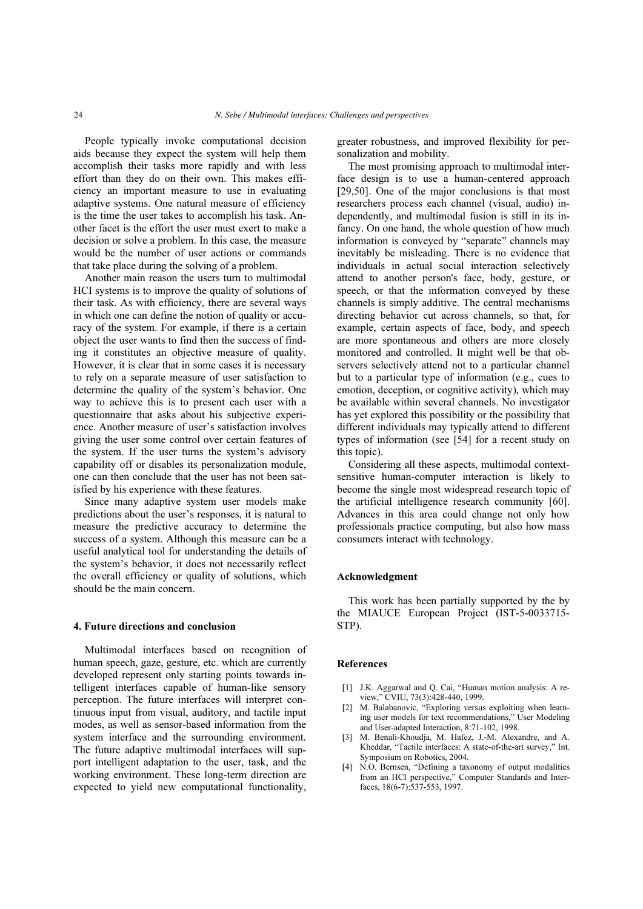People typically invoke computational decision aids because they expect the system will help them accomplish their tasks more rapidly and with less effort than they do on their own. This makes efficiency an important measure to use in evaluating adaptive systems. One natural measure of efficiency is the time the user takes to accomplish his task. Another facet is the effort the user must exert to make a decision or solve a problem. In this case, the measure would be the number of user actions or commands that take place during the solving of a problem.

Another main reason the users turn to multimodal HCI systems is to improve the quality of solutions of their task. As with efficiency, there are several ways in which one can define the notion of quality or accuracy of the system. For example, if there is a certain object the user wants to find then the success of finding it constitutes an objective measure of quality. However, it is clear that in some cases it is necessary to rely on a separate measure of user satisfaction to determine the quality of the system's behavior. One way to achieve this is to present each user with a questionnaire that asks about his subjective experience. Another measure of user's satisfaction involves giving the user some control over certain features of the system. If the user turns the system's advisory capability off or disables its personalization module, one can then conclude that the user has not been satisfied by his experience with these features.

Since many adaptive system user models make predictions about the user's responses, it is natural to measure the predictive accuracy to determine the success of a system. Although this measure can be a useful analytical tool for understanding the details of the system's behavior, it does not necessarily reflect the overall efficiency or quality of solutions, which should be the main concern.

## 4. Future directions and conclusion

Multimodal interfaces based on recognition of human speech, gaze, gesture, etc. which are currently developed represent only starting points towards intelligent interfaces capable of human-like sensory perception. The future interfaces will interpret continuous input from visual, auditory, and tactile input modes, as well as sensor-based information from the system interface and the surrounding environment. The future adaptive multimodal interfaces will support intelligent adaptation to the user, task, and the working environment. These long-term direction are expected to yield new computational functionality, greater robustness, and improved flexibility for personalization and mobility.

The most promising approach to multimodal interface design is to use a human-centered approach [29,50]. One of the major conclusions is that most researchers process each channel (visual, audio) independently, and multimodal fusion is still in its infancy. On one hand, the whole question of how much information is conveyed by "separate" channels may inevitably be misleading. There is no evidence that individuals in actual social interaction selectively attend to another person's face, body, gesture, or speech, or that the information conveyed by these channels is simply additive. The central mechanisms directing behavior cut across channels, so that, for example, certain aspects of face, body, and speech are more spontaneous and others are more closely monitored and controlled. It might well be that observers selectively attend not to a particular channel but to a particular type of information (e.g., cues to emotion, deception, or cognitive activity), which may be available within several channels. No investigator has yet explored this possibility or the possibility that different individuals may typically attend to different types of information (see [54] for a recent study on this topic).

Considering all these aspects, multimodal context-sensitive human-computer interaction is likely to become the single most widespread research topic of the artificial intelligence research community [60]. Advances in this area could change not only how professionals practice computing, but also how mass consumers interact with technology.

## Acknowledgment

This work has been partially supported by the by the MIAUCE European Project (IST-5-0033715-STP).

## References

[1] J.K. Aggarwal and Q. Cai, "Human motion analysis: A review," CVIU, 73(3):428-440, 1999.

[2] M. Balabanovic, "Exploring versus exploiting when learning user models for text recommendations," User Modeling and User-adapted Interaction, 8:71-102, 1998.

[3] M. Benali-Khoudja, M. Hafez, J.-M. Alexandre, and A. Kheddar, "Tactile interfaces: A state-of-the-art survey," Int. Symposium on Robotics, 2004.

[4] N.O. Bernsen, "Defining a taxonomy of output modalities from an HCI perspective," Computer Standards and Interfaces, 18(6-7):537-553, 1997.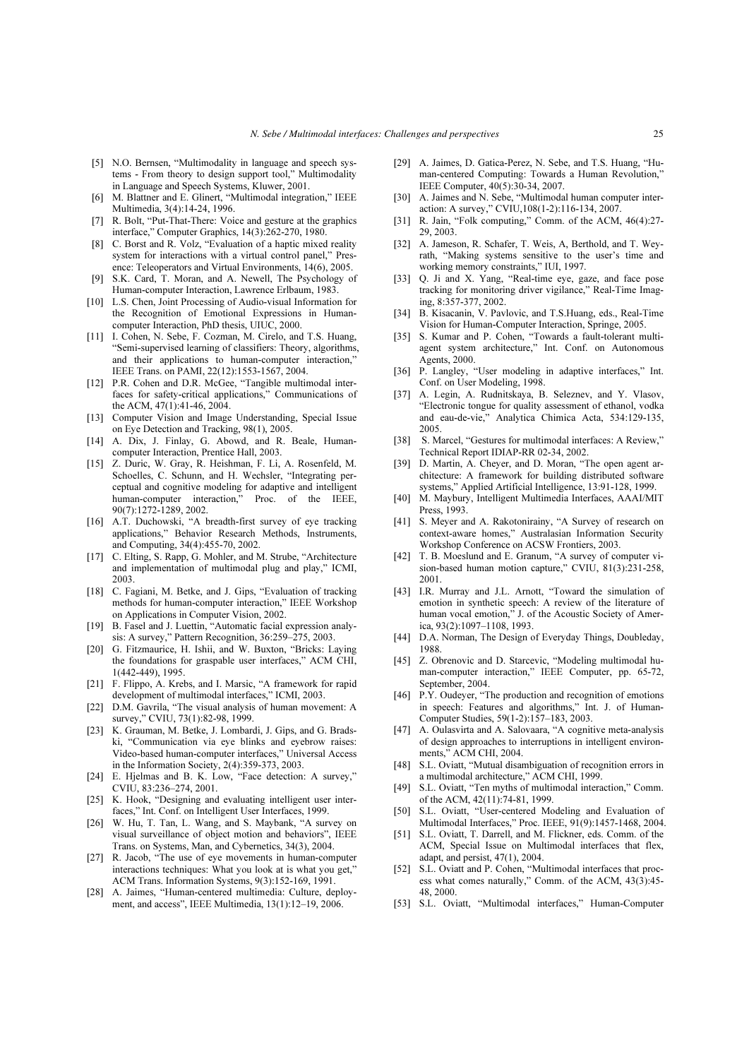[5] N.O. Bernsen, "Multimodality in language and speech systems - From theory to design support tool," Multimodality in Language and Speech Systems, Kluwer, 2001.

[6] M. Blattner and E. Glinert, "Multimodal integration," IEEE Multimedia, 3(4):14-24, 1996.

[7] R. Bolt, "Put-That-There: Voice and gesture at the graphics interface," Computer Graphics, 14(3):262-270, 1980.

[8] C. Borst and R. Volz, "Evaluation of a haptic mixed reality system for interactions with a virtual control panel," Presence: Teleoperators and Virtual Environments, 14(6), 2005.

[9] S.K. Card, T. Moran, and A. Newell, The Psychology of Human-computer Interaction, Lawrence Erlbaum, 1983.

[10] L.S. Chen, Joint Processing of Audio-visual Information for the Recognition of Emotional Expressions in Human-computer Interaction, PhD thesis, UIUC, 2000.

[11] I. Cohen, N. Sebe, F. Cozman, M. Cirelo, and T.S. Huang, "Semi-supervised learning of classifiers: Theory, algorithms, and their applications to human-computer interaction," IEEE Trans. on PAMI, 22(12):1553-1567, 2004.

[12] P.R. Cohen and D.R. McGee, "Tangible multimodal interfaces for safety-critical applications," Communications of the ACM, 47(1):41-46, 2004.

[13] Computer Vision and Image Understanding, Special Issue on Eye Detection and Tracking, 98(1), 2005.

[14] A. Dix, J. Finlay, G. Abowd, and R. Beale, Human-computer Interaction, Prentice Hall, 2003.

[15] Z. Duric, W. Gray, R. Heishman, F. Li, A. Rosenfeld, M. Schoelles, C. Schunn, and H. Wechsler, "Integrating perceptual and cognitive modeling for adaptive and intelligent human-computer interaction," Proc. of the IEEE, 90(7):1272-1289, 2002.

[16] A.T. Duchowski, "A breadth-first survey of eye tracking applications," Behavior Research Methods, Instruments, and Computing, 34(4):455-70, 2002.

[17] C. Elting, S. Rapp, G. Mohler, and M. Strube, "Architecture and implementation of multimodal plug and play," ICMI, 2003.

[18] C. Fagiani, M. Betke, and J. Gips, "Evaluation of tracking methods for human-computer interaction," IEEE Workshop on Applications in Computer Vision, 2002.

[19] B. Fasel and J. Luettin, "Automatic facial expression analysis: A survey," Pattern Recognition, 36:259–275, 2003.

[20] G. Fitzmaurice, H. Ishii, and W. Buxton, "Bricks: Laying the foundations for graspable user interfaces," ACM CHI, 1(442-449), 1995.

[21] F. Flippo, A. Krebs, and I. Marsic, "A framework for rapid development of multimodal interfaces," ICMI, 2003.

[22] D.M. Gavrila, "The visual analysis of human movement: A survey," CVIU, 73(1):82-98, 1999.

[23] K. Grauman, M. Betke, J. Lombardi, J. Gips, and G. Bradski, "Communication via eye blinks and eyebrow raises: Video-based human-computer interfaces," Universal Access in the Information Society, 2(4):359-373, 2003.

[24] E. Hjelmas and B. K. Low, "Face detection: A survey," CVIU, 83:236–274, 2001.

[25] K. Hook, "Designing and evaluating intelligent user interfaces," Int. Conf. on Intelligent User Interfaces, 1999.

[26] W. Hu, T. Tan, L. Wang, and S. Maybank, "A survey on visual surveillance of object motion and behaviors", IEEE Trans. on Systems, Man, and Cybernetics, 34(3), 2004.

[27] R. Jacob, "The use of eye movements in human-computer interactions techniques: What you look at is what you get," ACM Trans. Information Systems, 9(3):152-169, 1991.

[28] A. Jaimes, "Human-centered multimedia: Culture, deployment, and access", IEEE Multimedia, 13(1):12–19, 2006.

[29] A. Jaimes, D. Gatica-Perez, N. Sebe, and T.S. Huang, "Human-centered Computing: Towards a Human Revolution," IEEE Computer, 40(5):30-34, 2007.

[30] A. Jaimes and N. Sebe, "Multimodal human computer interaction: A survey," CVIU,108(1-2):116-134, 2007.

[31] R. Jain, "Folk computing," Comm. of the ACM, 46(4):27-29, 2003.

[32] A. Jameson, R. Schafer, T. Weis, A, Berthold, and T. Weyrath, "Making systems sensitive to the user's time and working memory constraints," IUI, 1997.

[33] Q. Ji and X. Yang, "Real-time eye, gaze, and face pose tracking for monitoring driver vigilance," Real-Time Imaging, 8:357-377, 2002.

[34] B. Kisacanin, V. Pavlovic, and T.S.Huang, eds., Real-Time Vision for Human-Computer Interaction, Springe, 2005.

[35] S. Kumar and P. Cohen, "Towards a fault-tolerant multi-agent system architecture," Int. Conf. on Autonomous Agents, 2000.

[36] P. Langley, "User modeling in adaptive interfaces," Int. Conf. on User Modeling, 1998.

[37] A. Legin, A. Rudnitskaya, B. Seleznev, and Y. Vlasov, "Electronic tongue for quality assessment of ethanol, vodka and eau-de-vie," Analytica Chimica Acta, 534:129-135, 2005.

[38] S. Marcel, "Gestures for multimodal interfaces: A Review," Technical Report IDIAP-RR 02-34, 2002.

[39] D. Martin, A. Cheyer, and D. Moran, "The open agent architecture: A framework for building distributed software systems," Applied Artificial Intelligence, 13:91-128, 1999.

[40] M. Maybury, Intelligent Multimedia Interfaces, AAAI/MIT Press, 1993.

[41] S. Meyer and A. Rakotonirainy, "A Survey of research on context-aware homes," Australasian Information Security Workshop Conference on ACSW Frontiers, 2003.

[42] T. B. Moeslund and E. Granum, "A survey of computer vision-based human motion capture," CVIU, 81(3):231-258, 2001.

[43] I.R. Murray and J.L. Arnott, "Toward the simulation of emotion in synthetic speech: A review of the literature of human vocal emotion," J. of the Acoustic Society of America, 93(2):1097–1108, 1993.

[44] D.A. Norman, The Design of Everyday Things, Doubleday, 1988.

[45] Z. Obrenovic and D. Starcevic, "Modeling multimodal human-computer interaction," IEEE Computer, pp. 65-72, September, 2004.

[46] P.Y. Oudeyer, "The production and recognition of emotions in speech: Features and algorithms," Int. J. of Human-Computer Studies, 59(1-2):157–183, 2003.

[47] A. Oulasvirta and A. Salovaara, "A cognitive meta-analysis of design approaches to interruptions in intelligent environments," ACM CHI, 2004.

[48] S.L. Oviatt, "Mutual disambiguation of recognition errors in a multimodal architecture," ACM CHI, 1999.

[49] S.L. Oviatt, "Ten myths of multimodal interaction," Comm. of the ACM, 42(11):74-81, 1999.

[50] S.L. Oviatt, "User-centered Modeling and Evaluation of Multimodal Interfaces," Proc. IEEE, 91(9):1457-1468, 2004.

[51] S.L. Oviatt, T. Darrell, and M. Flickner, eds. Comm. of the ACM, Special Issue on Multimodal interfaces that flex, adapt, and persist, 47(1), 2004.

[52] S.L. Oviatt and P. Cohen, "Multimodal interfaces that process what comes naturally," Comm. of the ACM, 43(3):45-48, 2000.

[53] S.L. Oviatt, "Multimodal interfaces," Human-Computer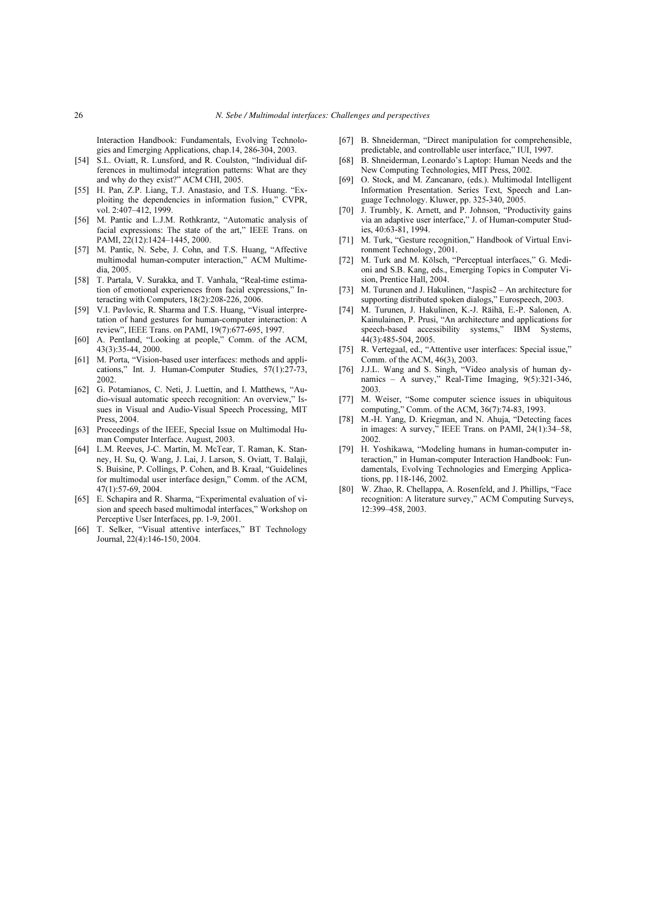Interaction Handbook: Fundamentals, Evolving Technologies and Emerging Applications, chap.14, 286-304, 2003.

[54] S.L. Oviatt, R. Lunsford, and R. Coulston, "Individual differences in multimodal integration patterns: What are they and why do they exist?" ACM CHI, 2005.

[55] H. Pan, Z.P. Liang, T.J. Anastasio, and T.S. Huang. "Exploiting the dependencies in information fusion," CVPR, vol. 2:407–412, 1999.

[56] M. Pantic and L.J.M. Rothkrantz, "Automatic analysis of facial expressions: The state of the art," IEEE Trans. on PAMI, 22(12):1424–1445, 2000.

[57] M. Pantic, N. Sebe, J. Cohn, and T.S. Huang, "Affective multimodal human-computer interaction," ACM Multimedia, 2005.

[58] T. Partala, V. Surakka, and T. Vanhala, "Real-time estimation of emotional experiences from facial expressions," Interacting with Computers, 18(2):208-226, 2006.

[59] V.I. Pavlovic, R. Sharma and T.S. Huang, "Visual interpretation of hand gestures for human-computer interaction: A review", IEEE Trans. on PAMI, 19(7):677-695, 1997.

[60] A. Pentland, "Looking at people," Comm. of the ACM, 43(3):35-44, 2000.

[61] M. Porta, "Vision-based user interfaces: methods and applications," Int. J. Human-Computer Studies, 57(1):27-73, 2002.

[62] G. Potamianos, C. Neti, J. Luettin, and I. Matthews, "Audio-visual automatic speech recognition: An overview," Issues in Visual and Audio-Visual Speech Processing, MIT Press, 2004.

[63] Proceedings of the IEEE, Special Issue on Multimodal Human Computer Interface. August, 2003.

[64] L.M. Reeves, J-C. Martin, M. McTear, T. Raman, K. Stanney, H. Su, Q. Wang, J. Lai, J. Larson, S. Oviatt, T. Balaji, S. Buisine, P. Collings, P. Cohen, and B. Kraal, "Guidelines for multimodal user interface design," Comm. of the ACM, 47(1):57-69, 2004.

[65] E. Schapira and R. Sharma, "Experimental evaluation of vision and speech based multimodal interfaces," Workshop on Perceptive User Interfaces, pp. 1-9, 2001.

[66] T. Selker, "Visual attentive interfaces," BT Technology Journal, 22(4):146-150, 2004.

[67] B. Shneiderman, "Direct manipulation for comprehensible, predictable, and controllable user interface," IUI, 1997.

[68] B. Shneiderman, Leonardo's Laptop: Human Needs and the New Computing Technologies, MIT Press, 2002.

[69] O. Stock, and M. Zancanaro, (eds.). Multimodal Intelligent Information Presentation. Series Text, Speech and Language Technology. Kluwer, pp. 325-340, 2005.

[70] J. Trumbly, K. Arnett, and P. Johnson, "Productivity gains via an adaptive user interface," J. of Human-computer Studies, 40:63-81, 1994.

[71] M. Turk, "Gesture recognition," Handbook of Virtual Environment Technology, 2001.

[72] M. Turk and M. Kölsch, "Perceptual interfaces," G. Medioni and S.B. Kang, eds., Emerging Topics in Computer Vision, Prentice Hall, 2004.

[73] M. Turunen and J. Hakulinen, "Jaspis2 – An architecture for supporting distributed spoken dialogs," Eurospeech, 2003.

[74] M. Turunen, J. Hakulinen, K.-J. Räihä, E.-P. Salonen, A. Kainulainen, P. Prusi, "An architecture and applications for speech-based accessibility systems," IBM Systems, 44(3):485-504, 2005.

[75] R. Vertegaal, ed., "Attentive user interfaces: Special issue," Comm. of the ACM, 46(3), 2003.

[76] J.J.L. Wang and S. Singh, "Video analysis of human dynamics – A survey," Real-Time Imaging, 9(5):321-346, 2003.

[77] M. Weiser, "Some computer science issues in ubiquitous computing," Comm. of the ACM, 36(7):74-83, 1993.

[78] M.-H. Yang, D. Kriegman, and N. Ahuja, "Detecting faces in images: A survey," IEEE Trans. on PAMI, 24(1):34–58, 2002.

[79] H. Yoshikawa, "Modeling humans in human-computer interaction," in Human-computer Interaction Handbook: Fundamentals, Evolving Technologies and Emerging Applications, pp. 118-146, 2002.

[80] W. Zhao, R. Chellappa, A. Rosenfeld, and J. Phillips, "Face recognition: A literature survey," ACM Computing Surveys, 12:399–458, 2003.